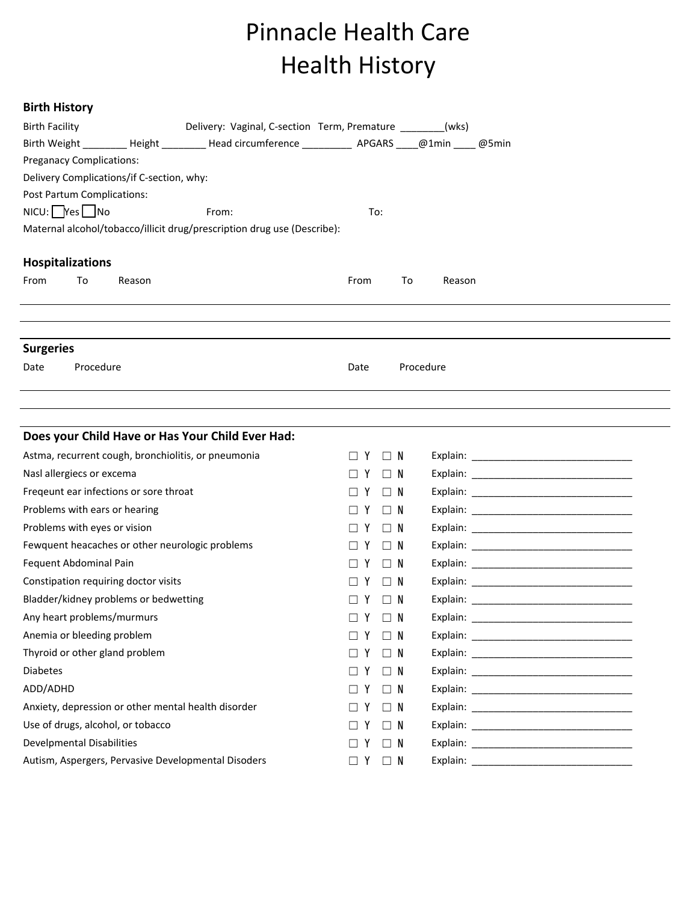# Pinnacle Health Care
# Health History

### Birth History

Birth Facility                                   Delivery: Vaginal, C-section   Term, Premature ________(wks)

Birth Weight ________ Height ________ Head circumference _________ APGARS ____@1min ____ @5min

Preganacy Complications:

Delivery Complications/if C-section, why:

Post Partum Complications:

NICU: ☐ Yes ☐ No                    From:                    To:

Maternal alcohol/tobacco/illicit drug/prescription drug use (Describe):

### Hospitalizations

| From | To | Reason | From | To | Reason |
|---|---|---|---|---|---|
| | | | | | |
| | | | | | |

### Surgeries

| Date | Procedure | Date | Procedure |
|---|---|---|---|
| | | | |
| | | | |

### Does your Child Have or Has Your Child Ever Had:

| | | | |
|---|---|---|---|
| Astma, recurrent cough, bronchiolitis, or pneumonia | ☐ Y | ☐ N | Explain: ____________________________ |
| Nasl allergiecs or excema | ☐ Y | ☐ N | Explain: ____________________________ |
| Freqeunt ear infections or sore throat | ☐ Y | ☐ N | Explain: ____________________________ |
| Problems with ears or hearing | ☐ Y | ☐ N | Explain: ____________________________ |
| Problems with eyes or vision | ☐ Y | ☐ N | Explain: ____________________________ |
| Fewquent heacaches or other neurologic problems | ☐ Y | ☐ N | Explain: ____________________________ |
| Fequent Abdominal Pain | ☐ Y | ☐ N | Explain: ____________________________ |
| Constipation requiring doctor visits | ☐ Y | ☐ N | Explain: ____________________________ |
| Bladder/kidney problems or bedwetting | ☐ Y | ☐ N | Explain: ____________________________ |
| Any heart problems/murmurs | ☐ Y | ☐ N | Explain: ____________________________ |
| Anemia or bleeding problem | ☐ Y | ☐ N | Explain: ____________________________ |
| Thyroid or other gland problem | ☐ Y | ☐ N | Explain: ____________________________ |
| Diabetes | ☐ Y | ☐ N | Explain: ____________________________ |
| ADD/ADHD | ☐ Y | ☐ N | Explain: ____________________________ |
| Anxiety, depression or other mental health disorder | ☐ Y | ☐ N | Explain: ____________________________ |
| Use of drugs, alcohol, or tobacco | ☐ Y | ☐ N | Explain: ____________________________ |
| Develpmental Disabilities | ☐ Y | ☐ N | Explain: ____________________________ |
| Autism, Aspergers, Pervasive Developmental Disoders | ☐ Y | ☐ N | Explain: ____________________________ |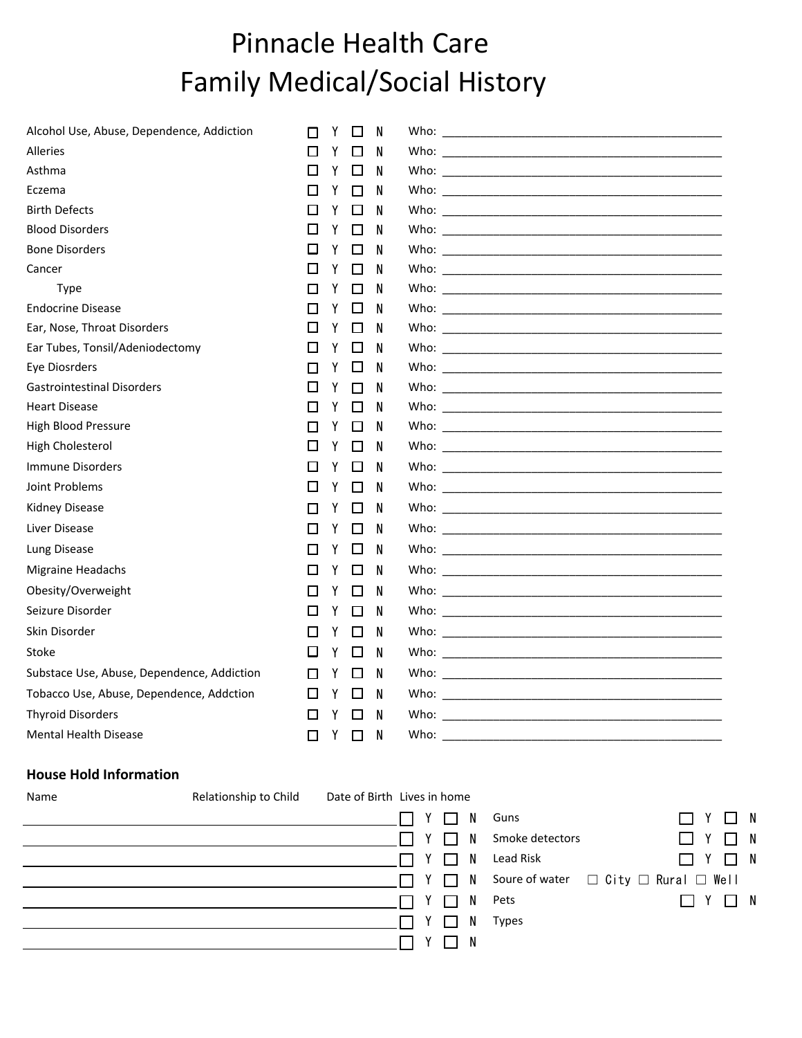# Pinnacle Health Care
# Family Medical/Social History

| | | | |
|---|---|---|---|
| Alcohol Use, Abuse, Dependence, Addiction | ☐ Y | ☐ N | Who: ____________________ |
| Alleries | ☐ Y | ☐ N | Who: ____________________ |
| Asthma | ☐ Y | ☐ N | Who: ____________________ |
| Eczema | ☐ Y | ☐ N | Who: ____________________ |
| Birth Defects | ☐ Y | ☐ N | Who: ____________________ |
| Blood Disorders | ☐ Y | ☐ N | Who: ____________________ |
| Bone Disorders | ☐ Y | ☐ N | Who: ____________________ |
| Cancer | ☐ Y | ☐ N | Who: ____________________ |
| Type | ☐ Y | ☐ N | Who: ____________________ |
| Endocrine Disease | ☐ Y | ☐ N | Who: ____________________ |
| Ear, Nose, Throat Disorders | ☐ Y | ☐ N | Who: ____________________ |
| Ear Tubes, Tonsil/Adeniodectomy | ☐ Y | ☐ N | Who: ____________________ |
| Eye Diosrders | ☐ Y | ☐ N | Who: ____________________ |
| Gastrointestinal Disorders | ☐ Y | ☐ N | Who: ____________________ |
| Heart Disease | ☐ Y | ☐ N | Who: ____________________ |
| High Blood Pressure | ☐ Y | ☐ N | Who: ____________________ |
| High Cholesterol | ☐ Y | ☐ N | Who: ____________________ |
| Immune Disorders | ☐ Y | ☐ N | Who: ____________________ |
| Joint Problems | ☐ Y | ☐ N | Who: ____________________ |
| Kidney Disease | ☐ Y | ☐ N | Who: ____________________ |
| Liver Disease | ☐ Y | ☐ N | Who: ____________________ |
| Lung Disease | ☐ Y | ☐ N | Who: ____________________ |
| Migraine Headachs | ☐ Y | ☐ N | Who: ____________________ |
| Obesity/Overweight | ☐ Y | ☐ N | Who: ____________________ |
| Seizure Disorder | ☐ Y | ☐ N | Who: ____________________ |
| Skin Disorder | ☐ Y | ☐ N | Who: ____________________ |
| Stoke | ☐ Y | ☐ N | Who: ____________________ |
| Substace Use, Abuse, Dependence, Addiction | ☐ Y | ☐ N | Who: ____________________ |
| Tobacco Use, Abuse, Dependence, Addction | ☐ Y | ☐ N | Who: ____________________ |
| Thyroid Disorders | ☐ Y | ☐ N | Who: ____________________ |
| Mental Health Disease | ☐ Y | ☐ N | Who: ____________________ |

## House Hold Information

| Name | Relationship to Child | Date of Birth | Lives in home |
|---|---|---|---|
| | | | ☐ Y ☐ N |
| | | | ☐ Y ☐ N |
| | | | ☐ Y ☐ N |
| | | | ☐ Y ☐ N |
| | | | ☐ Y ☐ N |
| | | | ☐ Y ☐ N |
| | | | ☐ Y ☐ N |

| | |
|---|---|
| Guns | ☐ Y ☐ N |
| Smoke detectors | ☐ Y ☐ N |
| Lead Risk | ☐ Y ☐ N |
| Soure of water | ☐ City ☐ Rural ☐ Well |
| Pets | ☐ Y ☐ N |
| Types | |